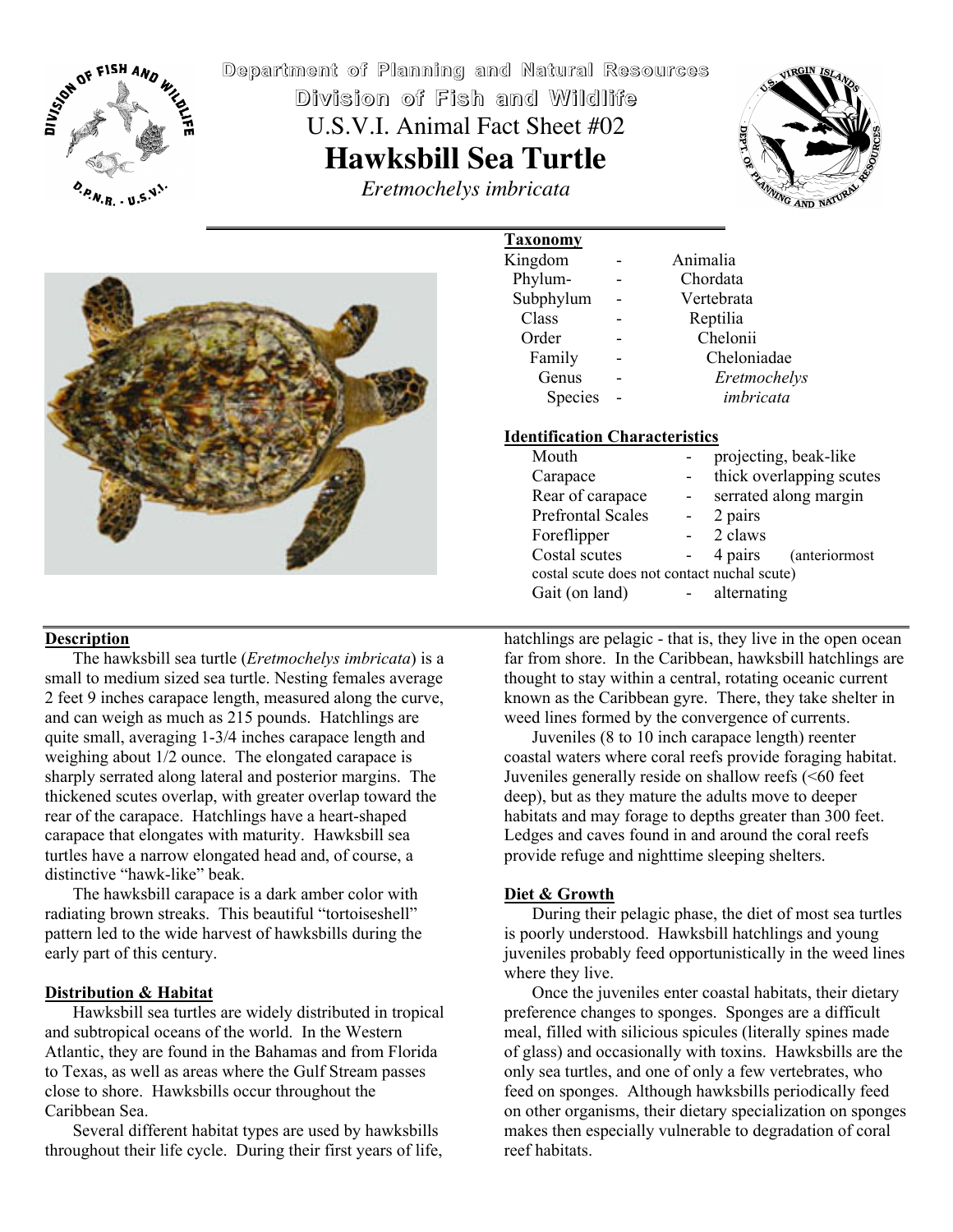Department of Planning and Natural Resources

Division of Fish and Wildlife

U.S.V.I. Animal Fact Sheet #02

# Hawksbill Sea Turtle

*Eretmochelys imbricata*

**Taxonomy**

| | | |
|---|---|---|
| Kingdom | - | Animalia |
| Phylum- | - | Chordata |
| Subphylum | - | Vertebrata |
| Class | - | Reptilia |
| Order | - | Chelonii |
| Family | - | Cheloniadae |
| Genus | - | *Eretmochelys* |
| Species | - | *imbricata* |

**Identification Characteristics**

| | | |
|---|---|---|
| Mouth | - | projecting, beak-like |
| Carapace | - | thick overlapping scutes |
| Rear of carapace | - | serrated along margin |
| Prefrontal Scales | - | 2 pairs |
| Foreflipper | - | 2 claws |
| Costal scutes | - | 4 pairs (anteriormost costal scute does not contact nuchal scute) |
| Gait (on land) | - | alternating |

## Description

The hawksbill sea turtle (*Eretmochelys imbricata*) is a small to medium sized sea turtle. Nesting females average 2 feet 9 inches carapace length, measured along the curve, and can weigh as much as 215 pounds. Hatchlings are quite small, averaging 1-3/4 inches carapace length and weighing about 1/2 ounce. The elongated carapace is sharply serrated along lateral and posterior margins. The thickened scutes overlap, with greater overlap toward the rear of the carapace. Hatchlings have a heart-shaped carapace that elongates with maturity. Hawksbill sea turtles have a narrow elongated head and, of course, a distinctive "hawk-like" beak.

The hawksbill carapace is a dark amber color with radiating brown streaks. This beautiful "tortoiseshell" pattern led to the wide harvest of hawksbills during the early part of this century.

## Distribution & Habitat

Hawksbill sea turtles are widely distributed in tropical and subtropical oceans of the world. In the Western Atlantic, they are found in the Bahamas and from Florida to Texas, as well as areas where the Gulf Stream passes close to shore. Hawksbills occur throughout the Caribbean Sea.

Several different habitat types are used by hawksbills throughout their life cycle. During their first years of life, hatchlings are pelagic - that is, they live in the open ocean far from shore. In the Caribbean, hawksbill hatchlings are thought to stay within a central, rotating oceanic current known as the Caribbean gyre. There, they take shelter in weed lines formed by the convergence of currents.

Juveniles (8 to 10 inch carapace length) reenter coastal waters where coral reefs provide foraging habitat. Juveniles generally reside on shallow reefs (<60 feet deep), but as they mature the adults move to deeper habitats and may forage to depths greater than 300 feet. Ledges and caves found in and around the coral reefs provide refuge and nighttime sleeping shelters.

## Diet & Growth

During their pelagic phase, the diet of most sea turtles is poorly understood. Hawksbill hatchlings and young juveniles probably feed opportunistically in the weed lines where they live.

Once the juveniles enter coastal habitats, their dietary preference changes to sponges. Sponges are a difficult meal, filled with silicious spicules (literally spines made of glass) and occasionally with toxins. Hawksbills are the only sea turtles, and one of only a few vertebrates, who feed on sponges. Although hawksbills periodically feed on other organisms, their dietary specialization on sponges makes then especially vulnerable to degradation of coral reef habitats.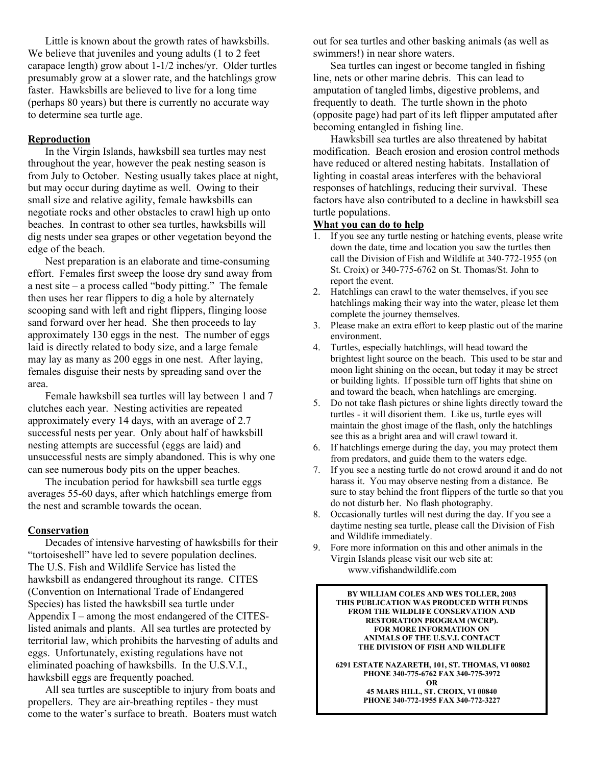Little is known about the growth rates of hawksbills. We believe that juveniles and young adults (1 to 2 feet carapace length) grow about 1-1/2 inches/yr. Older turtles presumably grow at a slower rate, and the hatchlings grow faster. Hawksbills are believed to live for a long time (perhaps 80 years) but there is currently no accurate way to determine sea turtle age.

## Reproduction

In the Virgin Islands, hawksbill sea turtles may nest throughout the year, however the peak nesting season is from July to October. Nesting usually takes place at night, but may occur during daytime as well. Owing to their small size and relative agility, female hawksbills can negotiate rocks and other obstacles to crawl high up onto beaches. In contrast to other sea turtles, hawksbills will dig nests under sea grapes or other vegetation beyond the edge of the beach.

Nest preparation is an elaborate and time-consuming effort. Females first sweep the loose dry sand away from a nest site – a process called "body pitting." The female then uses her rear flippers to dig a hole by alternately scooping sand with left and right flippers, flinging loose sand forward over her head. She then proceeds to lay approximately 130 eggs in the nest. The number of eggs laid is directly related to body size, and a large female may lay as many as 200 eggs in one nest. After laying, females disguise their nests by spreading sand over the area.

Female hawksbill sea turtles will lay between 1 and 7 clutches each year. Nesting activities are repeated approximately every 14 days, with an average of 2.7 successful nests per year. Only about half of hawksbill nesting attempts are successful (eggs are laid) and unsuccessful nests are simply abandoned. This is why one can see numerous body pits on the upper beaches.

The incubation period for hawksbill sea turtle eggs averages 55-60 days, after which hatchlings emerge from the nest and scramble towards the ocean.

## Conservation

Decades of intensive harvesting of hawksbills for their "tortoiseshell" have led to severe population declines. The U.S. Fish and Wildlife Service has listed the hawksbill as endangered throughout its range. CITES (Convention on International Trade of Endangered Species) has listed the hawksbill sea turtle under Appendix I – among the most endangered of the CITES-listed animals and plants. All sea turtles are protected by territorial law, which prohibits the harvesting of adults and eggs. Unfortunately, existing regulations have not eliminated poaching of hawksbills. In the U.S.V.I., hawksbill eggs are frequently poached.

All sea turtles are susceptible to injury from boats and propellers. They are air-breathing reptiles - they must come to the water's surface to breath. Boaters must watch out for sea turtles and other basking animals (as well as swimmers!) in near shore waters.

Sea turtles can ingest or become tangled in fishing line, nets or other marine debris. This can lead to amputation of tangled limbs, digestive problems, and frequently to death. The turtle shown in the photo (opposite page) had part of its left flipper amputated after becoming entangled in fishing line.

Hawksbill sea turtles are also threatened by habitat modification. Beach erosion and erosion control methods have reduced or altered nesting habitats. Installation of lighting in coastal areas interferes with the behavioral responses of hatchlings, reducing their survival. These factors have also contributed to a decline in hawksbill sea turtle populations.

## What you can do to help

1. If you see any turtle nesting or hatching events, please write down the date, time and location you saw the turtles then call the Division of Fish and Wildlife at 340-772-1955 (on St. Croix) or 340-775-6762 on St. Thomas/St. John to report the event.
2. Hatchlings can crawl to the water themselves, if you see hatchlings making their way into the water, please let them complete the journey themselves.
3. Please make an extra effort to keep plastic out of the marine environment.
4. Turtles, especially hatchlings, will head toward the brightest light source on the beach. This used to be star and moon light shining on the ocean, but today it may be street or building lights. If possible turn off lights that shine on and toward the beach, when hatchlings are emerging.
5. Do not take flash pictures or shine lights directly toward the turtles - it will disorient them. Like us, turtle eyes will maintain the ghost image of the flash, only the hatchlings see this as a bright area and will crawl toward it.
6. If hatchlings emerge during the day, you may protect them from predators, and guide them to the waters edge.
7. If you see a nesting turtle do not crowd around it and do not harass it. You may observe nesting from a distance. Be sure to stay behind the front flippers of the turtle so that you do not disturb her. No flash photography.
8. Occasionally turtles will nest during the day. If you see a daytime nesting sea turtle, please call the Division of Fish and Wildlife immediately.
9. Fore more information on this and other animals in the Virgin Islands please visit our web site at: www.vifishandwildlife.com

**BY WILLIAM COLES AND WES TOLLER, 2003**
**THIS PUBLICATION WAS PRODUCED WITH FUNDS FROM THE WILDLIFE CONSERVATION AND RESTORATION PROGRAM (WCRP).**
**FOR MORE INFORMATION ON ANIMALS OF THE U.S.V.I. CONTACT THE DIVISION OF FISH AND WILDLIFE**

**6291 ESTATE NAZARETH, 101, ST. THOMAS, VI 00802**
**PHONE 340-775-6762 FAX 340-775-3972**
**OR**
**45 MARS HILL, ST. CROIX, VI 00840**
**PHONE 340-772-1955 FAX 340-772-3227**